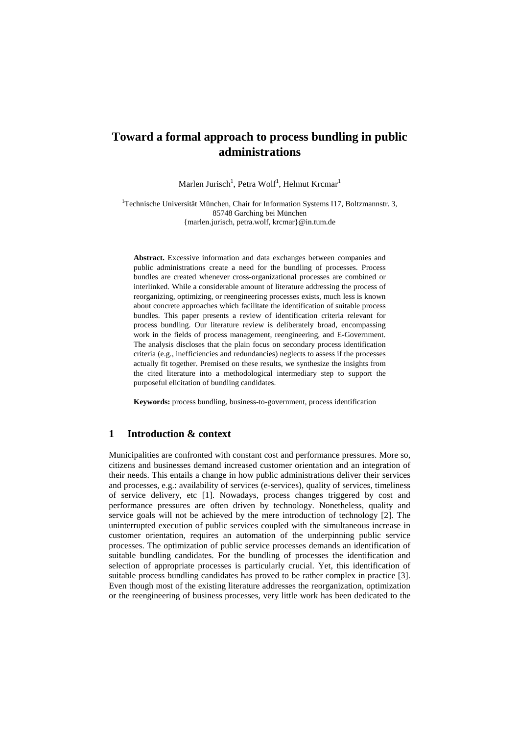# Toward a formal approach to process bundling in public administrations

Marlen Jurisch[1], Petra Wolf[1], Helmut Krcmar[1]

[1]Technische Universität München, Chair for Information Systems I17, Boltzmannstr. 3, 85748 Garching bei München
{marlen.jurisch, petra.wolf, krcmar}@in.tum.de

**Abstract.** Excessive information and data exchanges between companies and public administrations create a need for the bundling of processes. Process bundles are created whenever cross-organizational processes are combined or interlinked. While a considerable amount of literature addressing the process of reorganizing, optimizing, or reengineering processes exists, much less is known about concrete approaches which facilitate the identification of suitable process bundles. This paper presents a review of identification criteria relevant for process bundling. Our literature review is deliberately broad, encompassing work in the fields of process management, reengineering, and E-Government. The analysis discloses that the plain focus on secondary process identification criteria (e.g., inefficiencies and redundancies) neglects to assess if the processes actually fit together. Premised on these results, we synthesize the insights from the cited literature into a methodological intermediary step to support the purposeful elicitation of bundling candidates.

**Keywords:** process bundling, business-to-government, process identification

## 1 Introduction & context

Municipalities are confronted with constant cost and performance pressures. More so, citizens and businesses demand increased customer orientation and an integration of their needs. This entails a change in how public administrations deliver their services and processes, e.g.: availability of services (e-services), quality of services, timeliness of service delivery, etc [1]. Nowadays, process changes triggered by cost and performance pressures are often driven by technology. Nonetheless, quality and service goals will not be achieved by the mere introduction of technology [2]. The uninterrupted execution of public services coupled with the simultaneous increase in customer orientation, requires an automation of the underpinning public service processes. The optimization of public service processes demands an identification of suitable bundling candidates. For the bundling of processes the identification and selection of appropriate processes is particularly crucial. Yet, this identification of suitable process bundling candidates has proved to be rather complex in practice [3]. Even though most of the existing literature addresses the reorganization, optimization or the reengineering of business processes, very little work has been dedicated to the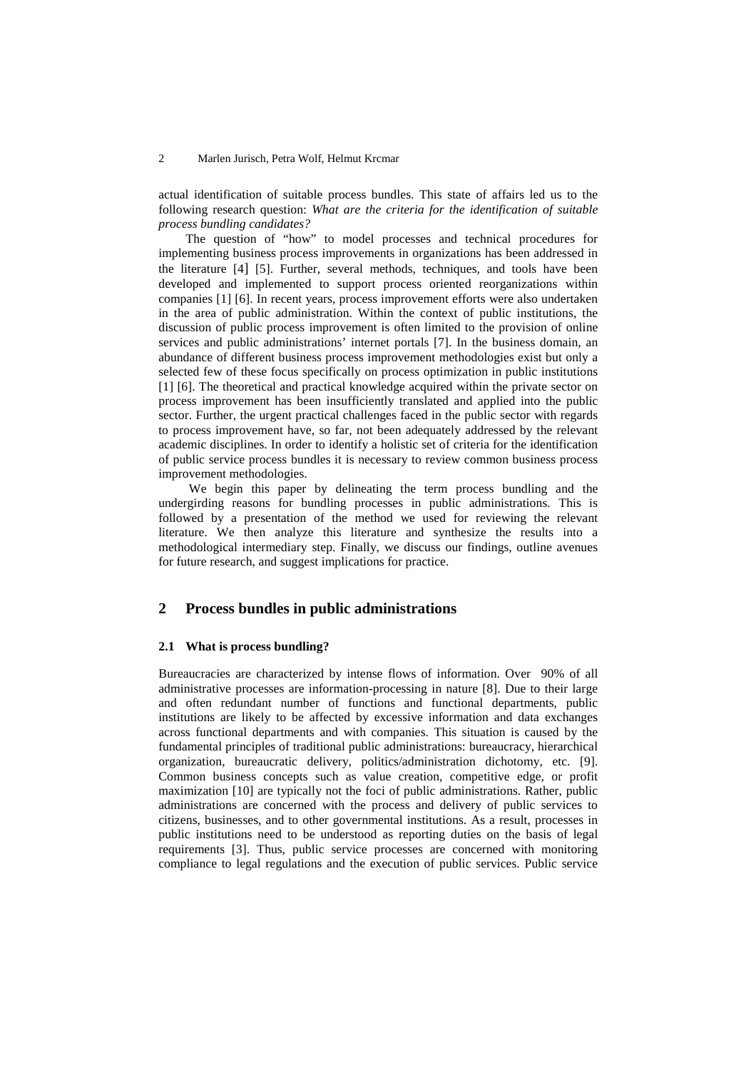actual identification of suitable process bundles. This state of affairs led us to the following research question: *What are the criteria for the identification of suitable process bundling candidates?*

The question of "how" to model processes and technical procedures for implementing business process improvements in organizations has been addressed in the literature [4] [5]. Further, several methods, techniques, and tools have been developed and implemented to support process oriented reorganizations within companies [1] [6]. In recent years, process improvement efforts were also undertaken in the area of public administration. Within the context of public institutions, the discussion of public process improvement is often limited to the provision of online services and public administrations' internet portals [7]. In the business domain, an abundance of different business process improvement methodologies exist but only a selected few of these focus specifically on process optimization in public institutions [1] [6]. The theoretical and practical knowledge acquired within the private sector on process improvement has been insufficiently translated and applied into the public sector. Further, the urgent practical challenges faced in the public sector with regards to process improvement have, so far, not been adequately addressed by the relevant academic disciplines. In order to identify a holistic set of criteria for the identification of public service process bundles it is necessary to review common business process improvement methodologies.

We begin this paper by delineating the term process bundling and the undergirding reasons for bundling processes in public administrations. This is followed by a presentation of the method we used for reviewing the relevant literature. We then analyze this literature and synthesize the results into a methodological intermediary step. Finally, we discuss our findings, outline avenues for future research, and suggest implications for practice.

## 2 Process bundles in public administrations

### 2.1 What is process bundling?

Bureaucracies are characterized by intense flows of information. Over 90% of all administrative processes are information-processing in nature [8]. Due to their large and often redundant number of functions and functional departments, public institutions are likely to be affected by excessive information and data exchanges across functional departments and with companies. This situation is caused by the fundamental principles of traditional public administrations: bureaucracy, hierarchical organization, bureaucratic delivery, politics/administration dichotomy, etc. [9]. Common business concepts such as value creation, competitive edge, or profit maximization [10] are typically not the foci of public administrations. Rather, public administrations are concerned with the process and delivery of public services to citizens, businesses, and to other governmental institutions. As a result, processes in public institutions need to be understood as reporting duties on the basis of legal requirements [3]. Thus, public service processes are concerned with monitoring compliance to legal regulations and the execution of public services. Public service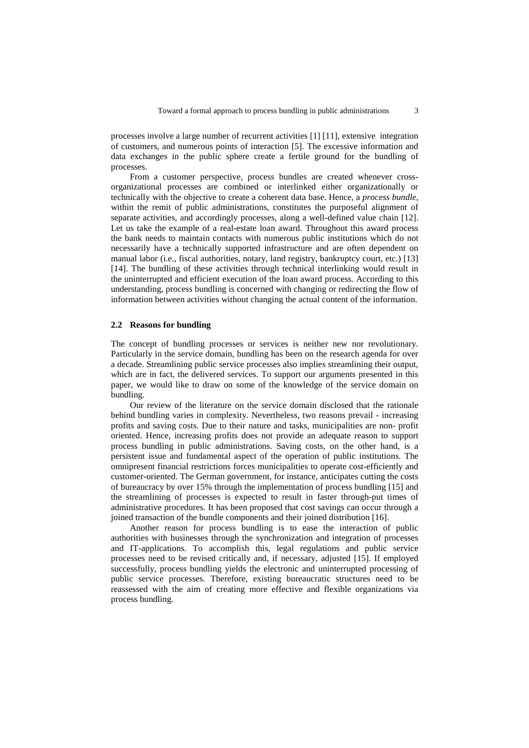processes involve a large number of recurrent activities [1] [11], extensive integration of customers, and numerous points of interaction [5]. The excessive information and data exchanges in the public sphere create a fertile ground for the bundling of processes.

From a customer perspective, process bundles are created whenever cross-organizational processes are combined or interlinked either organizationally or technically with the objective to create a coherent data base. Hence, a *process bundle*, within the remit of public administrations, constitutes the purposeful alignment of separate activities, and accordingly processes, along a well-defined value chain [12]. Let us take the example of a real-estate loan award. Throughout this award process the bank needs to maintain contacts with numerous public institutions which do not necessarily have a technically supported infrastructure and are often dependent on manual labor (i.e., fiscal authorities, notary, land registry, bankruptcy court, etc.) [13] [14]. The bundling of these activities through technical interlinking would result in the uninterrupted and efficient execution of the loan award process. According to this understanding, process bundling is concerned with changing or redirecting the flow of information between activities without changing the actual content of the information.

### 2.2 Reasons for bundling

The concept of bundling processes or services is neither new nor revolutionary. Particularly in the service domain, bundling has been on the research agenda for over a decade. Streamlining public service processes also implies streamlining their output, which are in fact, the delivered services. To support our arguments presented in this paper, we would like to draw on some of the knowledge of the service domain on bundling.

Our review of the literature on the service domain disclosed that the rationale behind bundling varies in complexity. Nevertheless, two reasons prevail - increasing profits and saving costs. Due to their nature and tasks, municipalities are non- profit oriented. Hence, increasing profits does not provide an adequate reason to support process bundling in public administrations. Saving costs, on the other hand, is a persistent issue and fundamental aspect of the operation of public institutions. The omnipresent financial restrictions forces municipalities to operate cost-efficiently and customer-oriented. The German government, for instance, anticipates cutting the costs of bureaucracy by over 15% through the implementation of process bundling [15] and the streamlining of processes is expected to result in faster through-put times of administrative procedures. It has been proposed that cost savings can occur through a joined transaction of the bundle components and their joined distribution [16].

Another reason for process bundling is to ease the interaction of public authorities with businesses through the synchronization and integration of processes and IT-applications. To accomplish this, legal regulations and public service processes need to be revised critically and, if necessary, adjusted [15]. If employed successfully, process bundling yields the electronic and uninterrupted processing of public service processes. Therefore, existing bureaucratic structures need to be reassessed with the aim of creating more effective and flexible organizations via process bundling.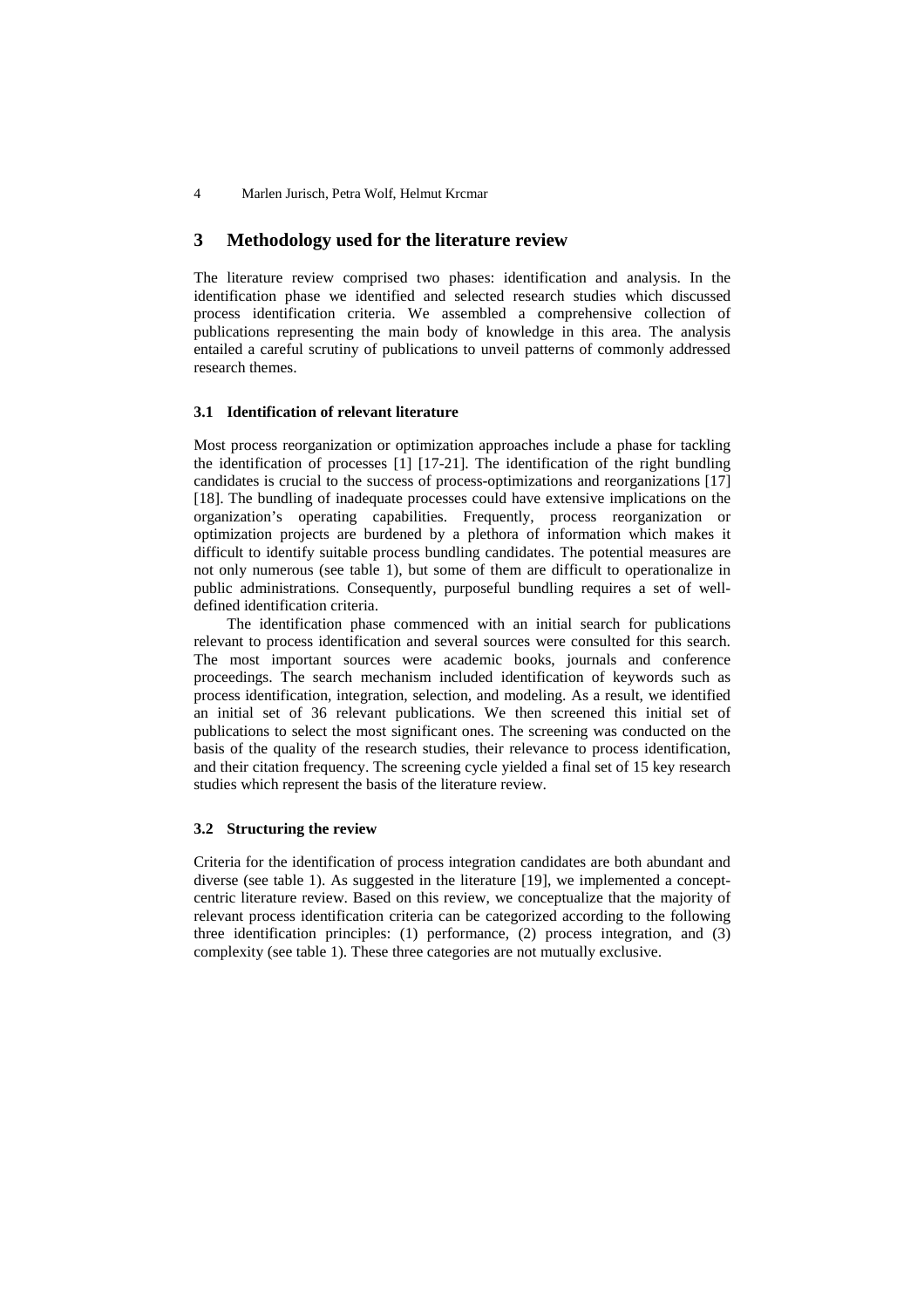## 3 Methodology used for the literature review

The literature review comprised two phases: identification and analysis. In the identification phase we identified and selected research studies which discussed process identification criteria. We assembled a comprehensive collection of publications representing the main body of knowledge in this area. The analysis entailed a careful scrutiny of publications to unveil patterns of commonly addressed research themes.

### 3.1 Identification of relevant literature

Most process reorganization or optimization approaches include a phase for tackling the identification of processes [1] [17-21]. The identification of the right bundling candidates is crucial to the success of process-optimizations and reorganizations [17] [18]. The bundling of inadequate processes could have extensive implications on the organization's operating capabilities. Frequently, process reorganization or optimization projects are burdened by a plethora of information which makes it difficult to identify suitable process bundling candidates. The potential measures are not only numerous (see table 1), but some of them are difficult to operationalize in public administrations. Consequently, purposeful bundling requires a set of well-defined identification criteria.

The identification phase commenced with an initial search for publications relevant to process identification and several sources were consulted for this search. The most important sources were academic books, journals and conference proceedings. The search mechanism included identification of keywords such as process identification, integration, selection, and modeling. As a result, we identified an initial set of 36 relevant publications. We then screened this initial set of publications to select the most significant ones. The screening was conducted on the basis of the quality of the research studies, their relevance to process identification, and their citation frequency. The screening cycle yielded a final set of 15 key research studies which represent the basis of the literature review.

### 3.2 Structuring the review

Criteria for the identification of process integration candidates are both abundant and diverse (see table 1). As suggested in the literature [19], we implemented a concept-centric literature review. Based on this review, we conceptualize that the majority of relevant process identification criteria can be categorized according to the following three identification principles: (1) performance, (2) process integration, and (3) complexity (see table 1). These three categories are not mutually exclusive.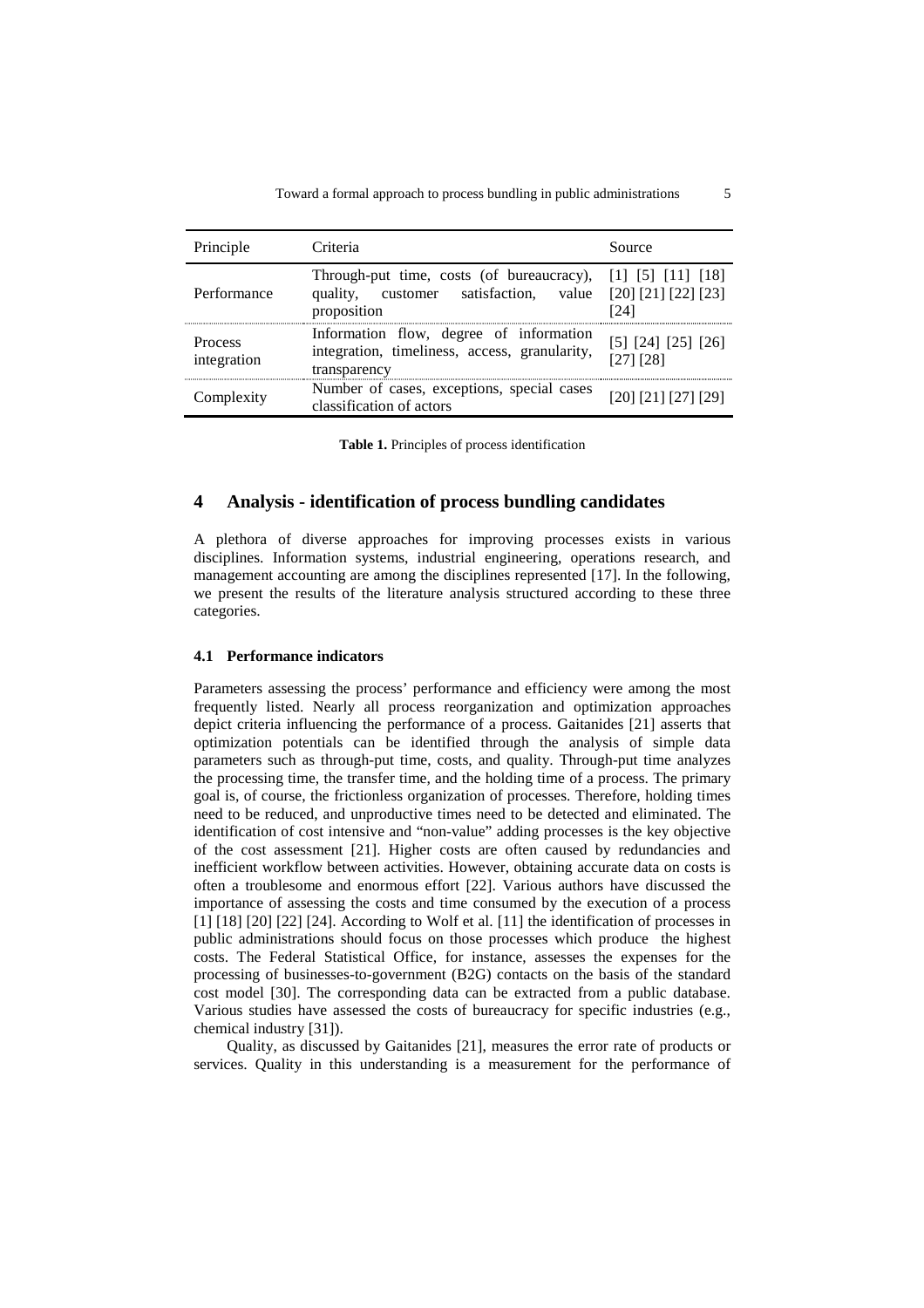| Principle | Criteria | Source |
|---|---|---|
| Performance | Through-put time, costs (of bureaucracy), quality, customer satisfaction, value proposition | [1] [5] [11] [18] [20] [21] [22] [23] [24] |
| Process integration | Information flow, degree of information integration, timeliness, access, granularity, transparency | [5] [24] [25] [26] [27] [28] |
| Complexity | Number of cases, exceptions, special cases classification of actors | [20] [21] [27] [29] |

**Table 1.** Principles of process identification

## 4 Analysis - identification of process bundling candidates

A plethora of diverse approaches for improving processes exists in various disciplines. Information systems, industrial engineering, operations research, and management accounting are among the disciplines represented [17]. In the following, we present the results of the literature analysis structured according to these three categories.

### 4.1 Performance indicators

Parameters assessing the process' performance and efficiency were among the most frequently listed. Nearly all process reorganization and optimization approaches depict criteria influencing the performance of a process. Gaitanides [21] asserts that optimization potentials can be identified through the analysis of simple data parameters such as through-put time, costs, and quality. Through-put time analyzes the processing time, the transfer time, and the holding time of a process. The primary goal is, of course, the frictionless organization of processes. Therefore, holding times need to be reduced, and unproductive times need to be detected and eliminated. The identification of cost intensive and "non-value" adding processes is the key objective of the cost assessment [21]. Higher costs are often caused by redundancies and inefficient workflow between activities. However, obtaining accurate data on costs is often a troublesome and enormous effort [22]. Various authors have discussed the importance of assessing the costs and time consumed by the execution of a process [1] [18] [20] [22] [24]. According to Wolf et al. [11] the identification of processes in public administrations should focus on those processes which produce the highest costs. The Federal Statistical Office, for instance, assesses the expenses for the processing of businesses-to-government (B2G) contacts on the basis of the standard cost model [30]. The corresponding data can be extracted from a public database. Various studies have assessed the costs of bureaucracy for specific industries (e.g., chemical industry [31]).

Quality, as discussed by Gaitanides [21], measures the error rate of products or services. Quality in this understanding is a measurement for the performance of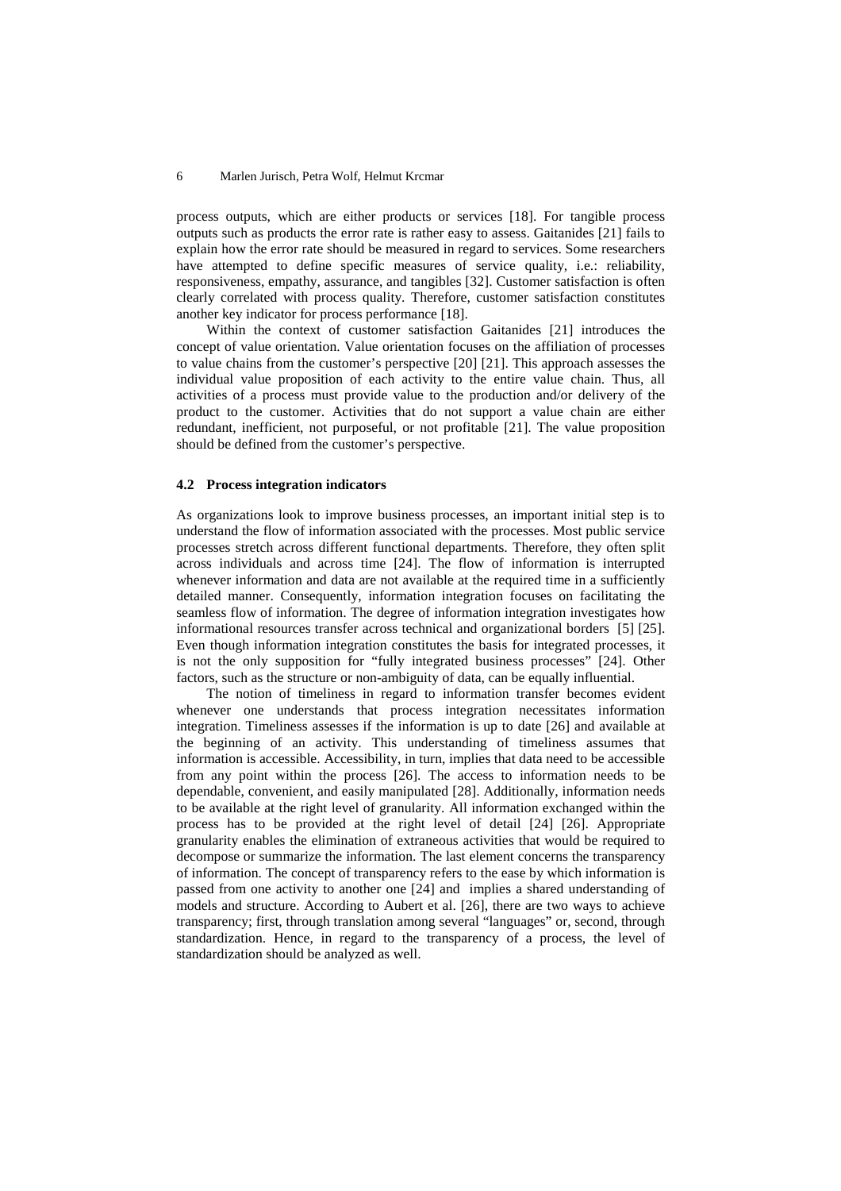process outputs, which are either products or services [18]. For tangible process outputs such as products the error rate is rather easy to assess. Gaitanides [21] fails to explain how the error rate should be measured in regard to services. Some researchers have attempted to define specific measures of service quality, i.e.: reliability, responsiveness, empathy, assurance, and tangibles [32]. Customer satisfaction is often clearly correlated with process quality. Therefore, customer satisfaction constitutes another key indicator for process performance [18].

Within the context of customer satisfaction Gaitanides [21] introduces the concept of value orientation. Value orientation focuses on the affiliation of processes to value chains from the customer's perspective [20] [21]. This approach assesses the individual value proposition of each activity to the entire value chain. Thus, all activities of a process must provide value to the production and/or delivery of the product to the customer. Activities that do not support a value chain are either redundant, inefficient, not purposeful, or not profitable [21]. The value proposition should be defined from the customer's perspective.

### 4.2 Process integration indicators

As organizations look to improve business processes, an important initial step is to understand the flow of information associated with the processes. Most public service processes stretch across different functional departments. Therefore, they often split across individuals and across time [24]. The flow of information is interrupted whenever information and data are not available at the required time in a sufficiently detailed manner. Consequently, information integration focuses on facilitating the seamless flow of information. The degree of information integration investigates how informational resources transfer across technical and organizational borders [5] [25]. Even though information integration constitutes the basis for integrated processes, it is not the only supposition for "fully integrated business processes" [24]. Other factors, such as the structure or non-ambiguity of data, can be equally influential.

The notion of timeliness in regard to information transfer becomes evident whenever one understands that process integration necessitates information integration. Timeliness assesses if the information is up to date [26] and available at the beginning of an activity. This understanding of timeliness assumes that information is accessible. Accessibility, in turn, implies that data need to be accessible from any point within the process [26]. The access to information needs to be dependable, convenient, and easily manipulated [28]. Additionally, information needs to be available at the right level of granularity. All information exchanged within the process has to be provided at the right level of detail [24] [26]. Appropriate granularity enables the elimination of extraneous activities that would be required to decompose or summarize the information. The last element concerns the transparency of information. The concept of transparency refers to the ease by which information is passed from one activity to another one [24] and implies a shared understanding of models and structure. According to Aubert et al. [26], there are two ways to achieve transparency; first, through translation among several "languages" or, second, through standardization. Hence, in regard to the transparency of a process, the level of standardization should be analyzed as well.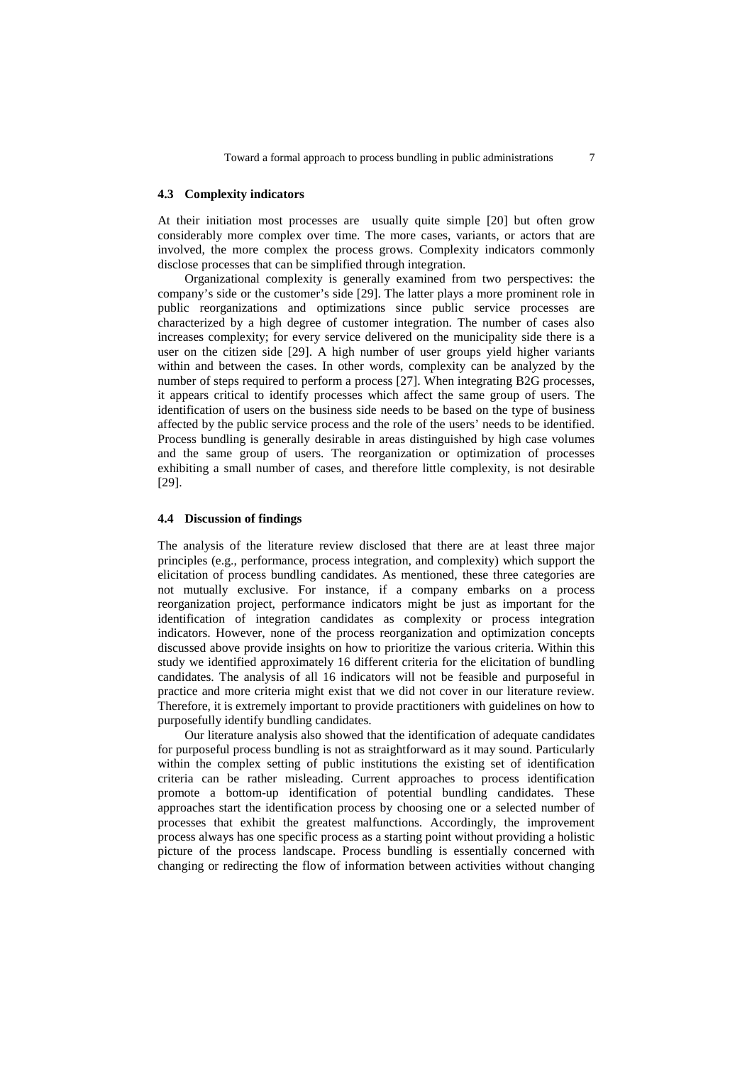### 4.3 Complexity indicators

At their initiation most processes are usually quite simple [20] but often grow considerably more complex over time. The more cases, variants, or actors that are involved, the more complex the process grows. Complexity indicators commonly disclose processes that can be simplified through integration.

Organizational complexity is generally examined from two perspectives: the company's side or the customer's side [29]. The latter plays a more prominent role in public reorganizations and optimizations since public service processes are characterized by a high degree of customer integration. The number of cases also increases complexity; for every service delivered on the municipality side there is a user on the citizen side [29]. A high number of user groups yield higher variants within and between the cases. In other words, complexity can be analyzed by the number of steps required to perform a process [27]. When integrating B2G processes, it appears critical to identify processes which affect the same group of users. The identification of users on the business side needs to be based on the type of business affected by the public service process and the role of the users' needs to be identified. Process bundling is generally desirable in areas distinguished by high case volumes and the same group of users. The reorganization or optimization of processes exhibiting a small number of cases, and therefore little complexity, is not desirable [29].

### 4.4 Discussion of findings

The analysis of the literature review disclosed that there are at least three major principles (e.g., performance, process integration, and complexity) which support the elicitation of process bundling candidates. As mentioned, these three categories are not mutually exclusive. For instance, if a company embarks on a process reorganization project, performance indicators might be just as important for the identification of integration candidates as complexity or process integration indicators. However, none of the process reorganization and optimization concepts discussed above provide insights on how to prioritize the various criteria. Within this study we identified approximately 16 different criteria for the elicitation of bundling candidates. The analysis of all 16 indicators will not be feasible and purposeful in practice and more criteria might exist that we did not cover in our literature review. Therefore, it is extremely important to provide practitioners with guidelines on how to purposefully identify bundling candidates.

Our literature analysis also showed that the identification of adequate candidates for purposeful process bundling is not as straightforward as it may sound. Particularly within the complex setting of public institutions the existing set of identification criteria can be rather misleading. Current approaches to process identification promote a bottom-up identification of potential bundling candidates. These approaches start the identification process by choosing one or a selected number of processes that exhibit the greatest malfunctions. Accordingly, the improvement process always has one specific process as a starting point without providing a holistic picture of the process landscape. Process bundling is essentially concerned with changing or redirecting the flow of information between activities without changing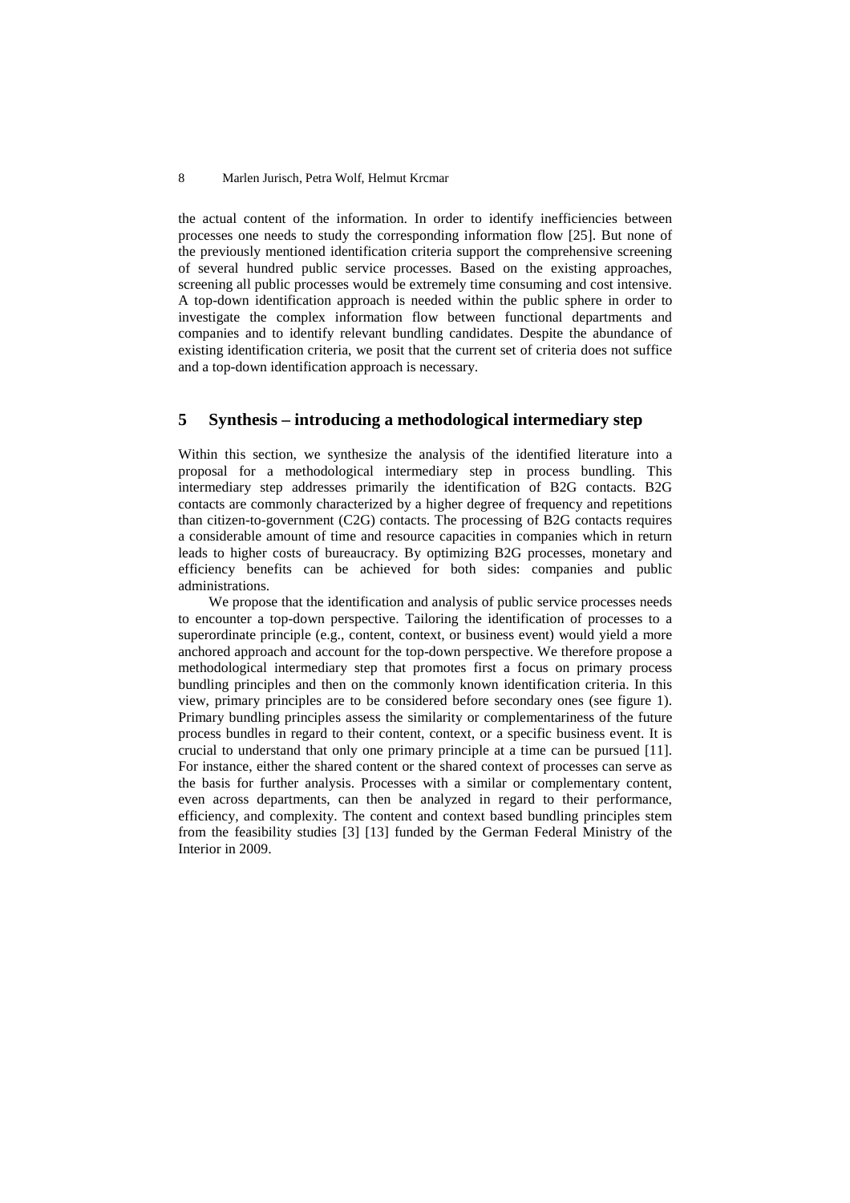the actual content of the information. In order to identify inefficiencies between processes one needs to study the corresponding information flow [25]. But none of the previously mentioned identification criteria support the comprehensive screening of several hundred public service processes. Based on the existing approaches, screening all public processes would be extremely time consuming and cost intensive. A top-down identification approach is needed within the public sphere in order to investigate the complex information flow between functional departments and companies and to identify relevant bundling candidates. Despite the abundance of existing identification criteria, we posit that the current set of criteria does not suffice and a top-down identification approach is necessary.

## 5 Synthesis – introducing a methodological intermediary step

Within this section, we synthesize the analysis of the identified literature into a proposal for a methodological intermediary step in process bundling. This intermediary step addresses primarily the identification of B2G contacts. B2G contacts are commonly characterized by a higher degree of frequency and repetitions than citizen-to-government (C2G) contacts. The processing of B2G contacts requires a considerable amount of time and resource capacities in companies which in return leads to higher costs of bureaucracy. By optimizing B2G processes, monetary and efficiency benefits can be achieved for both sides: companies and public administrations.

We propose that the identification and analysis of public service processes needs to encounter a top-down perspective. Tailoring the identification of processes to a superordinate principle (e.g., content, context, or business event) would yield a more anchored approach and account for the top-down perspective. We therefore propose a methodological intermediary step that promotes first a focus on primary process bundling principles and then on the commonly known identification criteria. In this view, primary principles are to be considered before secondary ones (see figure 1). Primary bundling principles assess the similarity or complementariness of the future process bundles in regard to their content, context, or a specific business event. It is crucial to understand that only one primary principle at a time can be pursued [11]. For instance, either the shared content or the shared context of processes can serve as the basis for further analysis. Processes with a similar or complementary content, even across departments, can then be analyzed in regard to their performance, efficiency, and complexity. The content and context based bundling principles stem from the feasibility studies [3] [13] funded by the German Federal Ministry of the Interior in 2009.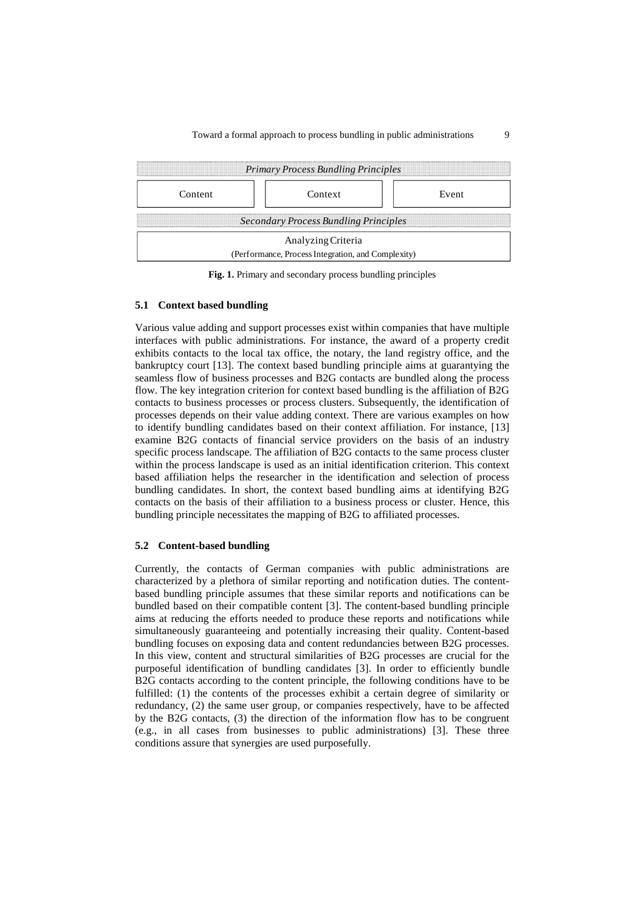| *Primary Process Bundling Principles* | | |
|---|---|---|
| Content | Context | Event |
| *Secondary Process Bundling Principles* | | |
| Analyzing Criteria (Performance, Process Integration, and Complexity) | | |

**Fig. 1.** Primary and secondary process bundling principles

### 5.1 Context based bundling

Various value adding and support processes exist within companies that have multiple interfaces with public administrations. For instance, the award of a property credit exhibits contacts to the local tax office, the notary, the land registry office, and the bankruptcy court [13]. The context based bundling principle aims at guarantying the seamless flow of business processes and B2G contacts are bundled along the process flow. The key integration criterion for context based bundling is the affiliation of B2G contacts to business processes or process clusters. Subsequently, the identification of processes depends on their value adding context. There are various examples on how to identify bundling candidates based on their context affiliation. For instance, [13] examine B2G contacts of financial service providers on the basis of an industry specific process landscape. The affiliation of B2G contacts to the same process cluster within the process landscape is used as an initial identification criterion. This context based affiliation helps the researcher in the identification and selection of process bundling candidates. In short, the context based bundling aims at identifying B2G contacts on the basis of their affiliation to a business process or cluster. Hence, this bundling principle necessitates the mapping of B2G to affiliated processes.

### 5.2 Content-based bundling

Currently, the contacts of German companies with public administrations are characterized by a plethora of similar reporting and notification duties. The content-based bundling principle assumes that these similar reports and notifications can be bundled based on their compatible content [3]. The content-based bundling principle aims at reducing the efforts needed to produce these reports and notifications while simultaneously guaranteeing and potentially increasing their quality. Content-based bundling focuses on exposing data and content redundancies between B2G processes. In this view, content and structural similarities of B2G processes are crucial for the purposeful identification of bundling candidates [3]. In order to efficiently bundle B2G contacts according to the content principle, the following conditions have to be fulfilled: (1) the contents of the processes exhibit a certain degree of similarity or redundancy, (2) the same user group, or companies respectively, have to be affected by the B2G contacts, (3) the direction of the information flow has to be congruent (e.g., in all cases from businesses to public administrations) [3]. These three conditions assure that synergies are used purposefully.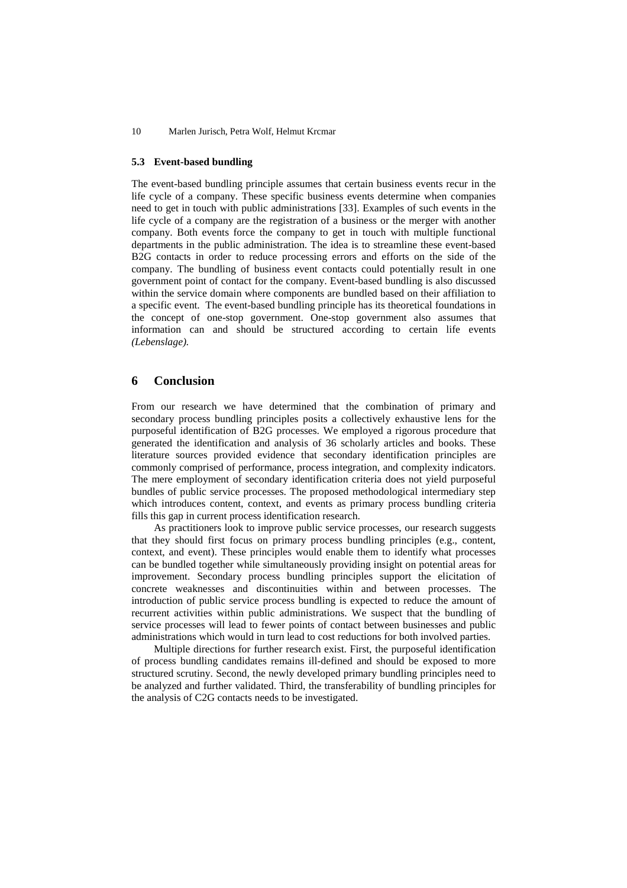### 5.3 Event-based bundling

The event-based bundling principle assumes that certain business events recur in the life cycle of a company. These specific business events determine when companies need to get in touch with public administrations [33]. Examples of such events in the life cycle of a company are the registration of a business or the merger with another company. Both events force the company to get in touch with multiple functional departments in the public administration. The idea is to streamline these event-based B2G contacts in order to reduce processing errors and efforts on the side of the company. The bundling of business event contacts could potentially result in one government point of contact for the company. Event-based bundling is also discussed within the service domain where components are bundled based on their affiliation to a specific event. The event-based bundling principle has its theoretical foundations in the concept of one-stop government. One-stop government also assumes that information can and should be structured according to certain life events *(Lebenslage).*

## 6 Conclusion

From our research we have determined that the combination of primary and secondary process bundling principles posits a collectively exhaustive lens for the purposeful identification of B2G processes. We employed a rigorous procedure that generated the identification and analysis of 36 scholarly articles and books. These literature sources provided evidence that secondary identification principles are commonly comprised of performance, process integration, and complexity indicators. The mere employment of secondary identification criteria does not yield purposeful bundles of public service processes. The proposed methodological intermediary step which introduces content, context, and events as primary process bundling criteria fills this gap in current process identification research.

As practitioners look to improve public service processes, our research suggests that they should first focus on primary process bundling principles (e.g., content, context, and event). These principles would enable them to identify what processes can be bundled together while simultaneously providing insight on potential areas for improvement. Secondary process bundling principles support the elicitation of concrete weaknesses and discontinuities within and between processes. The introduction of public service process bundling is expected to reduce the amount of recurrent activities within public administrations. We suspect that the bundling of service processes will lead to fewer points of contact between businesses and public administrations which would in turn lead to cost reductions for both involved parties.

Multiple directions for further research exist. First, the purposeful identification of process bundling candidates remains ill-defined and should be exposed to more structured scrutiny. Second, the newly developed primary bundling principles need to be analyzed and further validated. Third, the transferability of bundling principles for the analysis of C2G contacts needs to be investigated.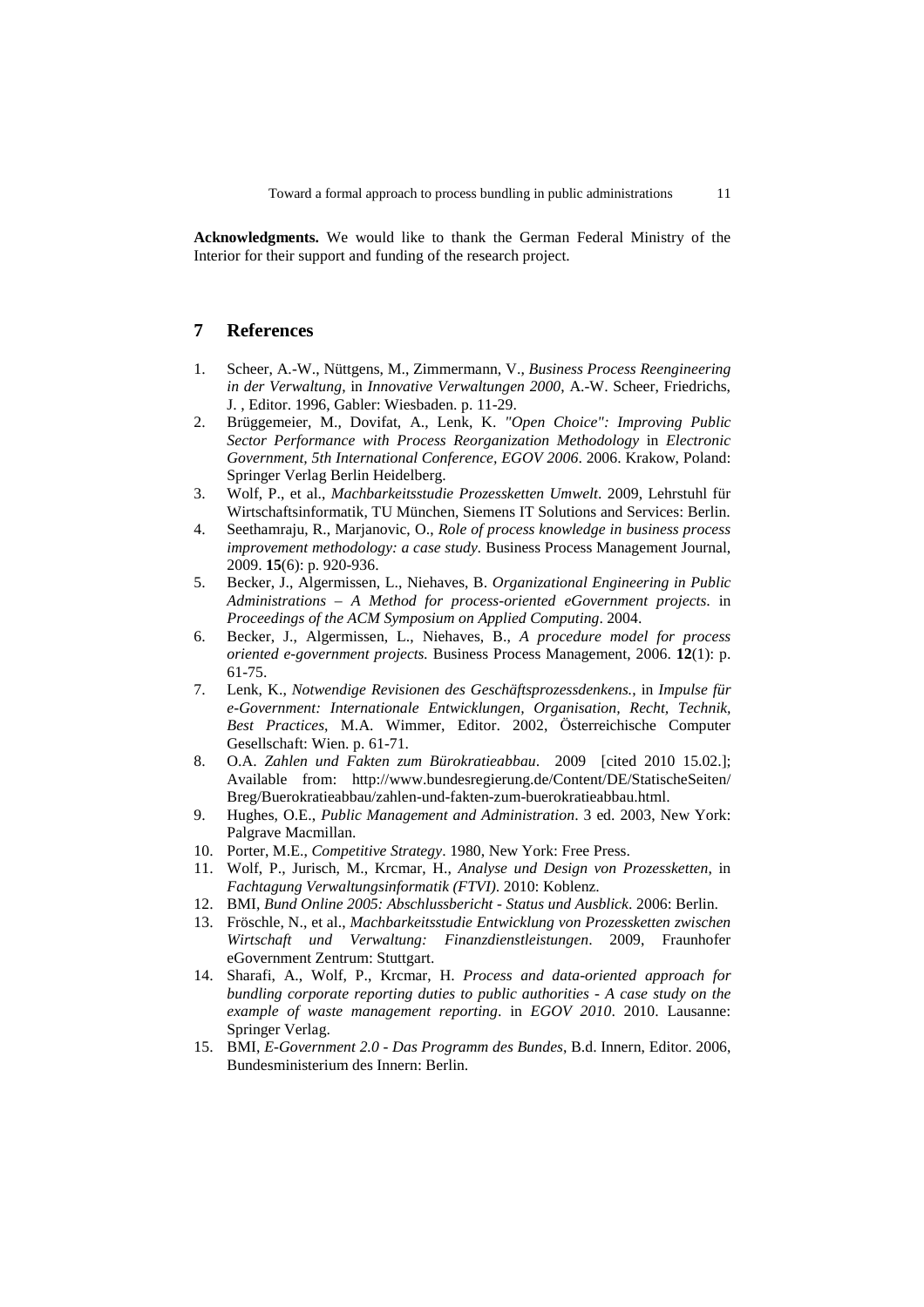**Acknowledgments.** We would like to thank the German Federal Ministry of the Interior for their support and funding of the research project.

## 7 References

1. Scheer, A.-W., Nüttgens, M., Zimmermann, V., *Business Process Reengineering in der Verwaltung*, in *Innovative Verwaltungen 2000*, A.-W. Scheer, Friedrichs, J. , Editor. 1996, Gabler: Wiesbaden. p. 11-29.
2. Brüggemeier, M., Dovifat, A., Lenk, K. *"Open Choice": Improving Public Sector Performance with Process Reorganization Methodology* in *Electronic Government, 5th International Conference, EGOV 2006*. 2006. Krakow, Poland: Springer Verlag Berlin Heidelberg.
3. Wolf, P., et al., *Machbarkeitsstudie Prozessketten Umwelt*. 2009, Lehrstuhl für Wirtschaftsinformatik, TU München, Siemens IT Solutions and Services: Berlin.
4. Seethamraju, R., Marjanovic, O., *Role of process knowledge in business process improvement methodology: a case study*. Business Process Management Journal, 2009. **15**(6): p. 920-936.
5. Becker, J., Algermissen, L., Niehaves, B. *Organizational Engineering in Public Administrations – A Method for process-oriented eGovernment projects*. in *Proceedings of the ACM Symposium on Applied Computing*. 2004.
6. Becker, J., Algermissen, L., Niehaves, B., *A procedure model for process oriented e-government projects.* Business Process Management, 2006. **12**(1): p. 61-75.
7. Lenk, K., *Notwendige Revisionen des Geschäftsprozessdenkens.*, in *Impulse für e-Government: Internationale Entwicklungen, Organisation, Recht, Technik, Best Practices*, M.A. Wimmer, Editor. 2002, Österreichische Computer Gesellschaft: Wien. p. 61-71.
8. O.A. *Zahlen und Fakten zum Bürokratieabbau*. 2009 [cited 2010 15.02.]; Available from: http://www.bundesregierung.de/Content/DE/StatischeSeiten/Breg/Buerokratieabbau/zahlen-und-fakten-zum-buerokratieabbau.html.
9. Hughes, O.E., *Public Management and Administration*. 3 ed. 2003, New York: Palgrave Macmillan.
10. Porter, M.E., *Competitive Strategy*. 1980, New York: Free Press.
11. Wolf, P., Jurisch, M., Krcmar, H., *Analyse und Design von Prozessketten*, in *Fachtagung Verwaltungsinformatik (FTVI)*. 2010: Koblenz.
12. BMI, *Bund Online 2005: Abschlussbericht - Status und Ausblick*. 2006: Berlin.
13. Fröschle, N., et al., *Machbarkeitsstudie Entwicklung von Prozessketten zwischen Wirtschaft und Verwaltung: Finanzdienstleistungen*. 2009, Fraunhofer eGovernment Zentrum: Stuttgart.
14. Sharafi, A., Wolf, P., Krcmar, H. *Process and data-oriented approach for bundling corporate reporting duties to public authorities - A case study on the example of waste management reporting*. in *EGOV 2010*. 2010. Lausanne: Springer Verlag.
15. BMI, *E-Government 2.0 - Das Programm des Bundes*, B.d. Innern, Editor. 2006, Bundesministerium des Innern: Berlin.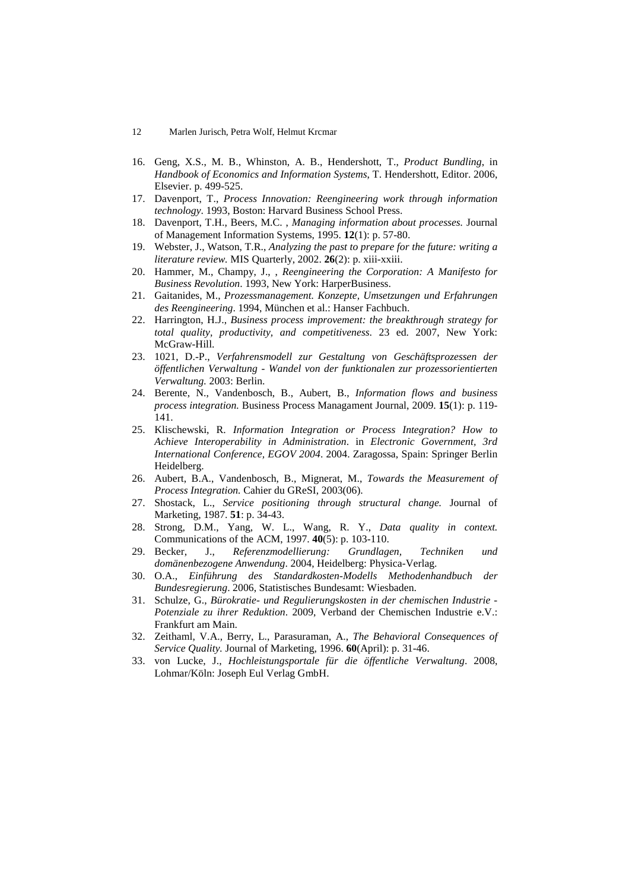16. Geng, X.S., M. B., Whinston, A. B., Hendershott, T., *Product Bundling*, in *Handbook of Economics and Information Systems*, T. Hendershott, Editor. 2006, Elsevier. p. 499-525.
17. Davenport, T., *Process Innovation: Reengineering work through information technology*. 1993, Boston: Harvard Business School Press.
18. Davenport, T.H., Beers, M.C. , *Managing information about processes.* Journal of Management Information Systems, 1995. **12**(1): p. 57-80.
19. Webster, J., Watson, T.R., *Analyzing the past to prepare for the future: writing a literature review.* MIS Quarterly, 2002. **26**(2): p. xiii-xxiii.
20. Hammer, M., Champy, J., , *Reengineering the Corporation: A Manifesto for Business Revolution*. 1993, New York: HarperBusiness.
21. Gaitanides, M., *Prozessmanagement. Konzepte, Umsetzungen und Erfahrungen des Reengineering*. 1994, München et al.: Hanser Fachbuch.
22. Harrington, H.J., *Business process improvement: the breakthrough strategy for total quality, productivity, and competitiveness*. 23 ed. 2007, New York: McGraw-Hill.
23. 1021, D.-P., *Verfahrensmodell zur Gestaltung von Geschäftsprozessen der öffentlichen Verwaltung - Wandel von der funktionalen zur prozessorientierten Verwaltung.* 2003: Berlin.
24. Berente, N., Vandenbosch, B., Aubert, B., *Information flows and business process integration.* Business Process Managament Journal, 2009. **15**(1): p. 119-141.
25. Klischewski, R. *Information Integration or Process Integration? How to Achieve Interoperability in Administration*. in *Electronic Government, 3rd International Conference, EGOV 2004*. 2004. Zaragossa, Spain: Springer Berlin Heidelberg.
26. Aubert, B.A., Vandenbosch, B., Mignerat, M., *Towards the Measurement of Process Integration.* Cahier du GReSI, 2003(06).
27. Shostack, L., *Service positioning through structural change.* Journal of Marketing, 1987. **51**: p. 34-43.
28. Strong, D.M., Yang, W. L., Wang, R. Y., *Data quality in context.* Communications of the ACM, 1997. **40**(5): p. 103-110.
29. Becker, J., *Referenzmodellierung: Grundlagen, Techniken und domänenbezogene Anwendung*. 2004, Heidelberg: Physica-Verlag.
30. O.A., *Einführung des Standardkosten-Modells Methodenhandbuch der Bundesregierung*. 2006, Statistisches Bundesamt: Wiesbaden.
31. Schulze, G., *Bürokratie- und Regulierungskosten in der chemischen Industrie - Potenziale zu ihrer Reduktion*. 2009, Verband der Chemischen Industrie e.V.: Frankfurt am Main.
32. Zeithaml, V.A., Berry, L., Parasuraman, A., *The Behavioral Consequences of Service Quality.* Journal of Marketing, 1996. **60**(April): p. 31-46.
33. von Lucke, J., *Hochleistungsportale für die öffentliche Verwaltung*. 2008, Lohmar/Köln: Joseph Eul Verlag GmbH.